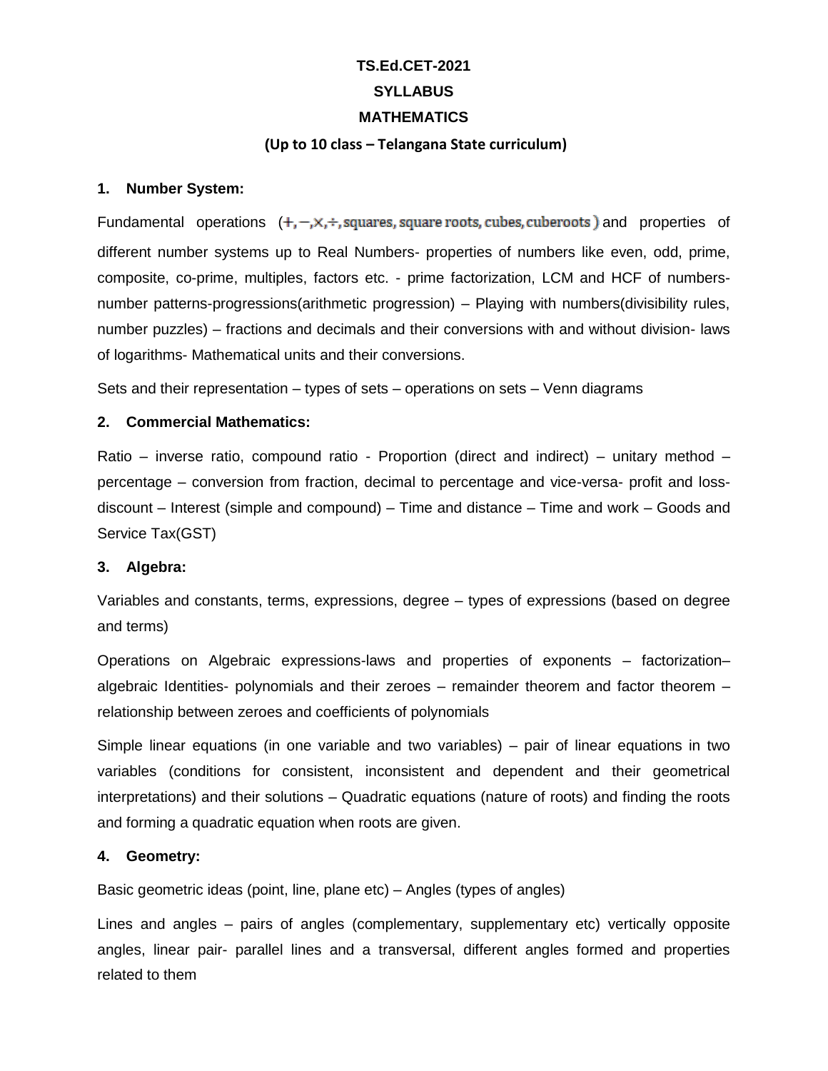# TS.Ed.CET-2021

## SYLLABUS

## MATHEMATICS

**(Up to 10 class – Telangana State curriculum)**

### 1. Number System:

Fundamental operations ($+, -, \times, \div$, squares, square roots, cubes, cuberoots) and properties of different number systems up to Real Numbers- properties of numbers like even, odd, prime, composite, co-prime, multiples, factors etc. - prime factorization, LCM and HCF of numbers- number patterns-progressions(arithmetic progression) – Playing with numbers(divisibility rules, number puzzles) – fractions and decimals and their conversions with and without division- laws of logarithms- Mathematical units and their conversions.

Sets and their representation – types of sets – operations on sets – Venn diagrams

### 2. Commercial Mathematics:

Ratio – inverse ratio, compound ratio - Proportion (direct and indirect) – unitary method – percentage – conversion from fraction, decimal to percentage and vice-versa- profit and loss- discount – Interest (simple and compound) – Time and distance – Time and work – Goods and Service Tax(GST)

### 3. Algebra:

Variables and constants, terms, expressions, degree – types of expressions (based on degree and terms)

Operations on Algebraic expressions-laws and properties of exponents – factorization– algebraic Identities- polynomials and their zeroes – remainder theorem and factor theorem – relationship between zeroes and coefficients of polynomials

Simple linear equations (in one variable and two variables) – pair of linear equations in two variables (conditions for consistent, inconsistent and dependent and their geometrical interpretations) and their solutions – Quadratic equations (nature of roots) and finding the roots and forming a quadratic equation when roots are given.

### 4. Geometry:

Basic geometric ideas (point, line, plane etc) – Angles (types of angles)

Lines and angles – pairs of angles (complementary, supplementary etc) vertically opposite angles, linear pair- parallel lines and a transversal, different angles formed and properties related to them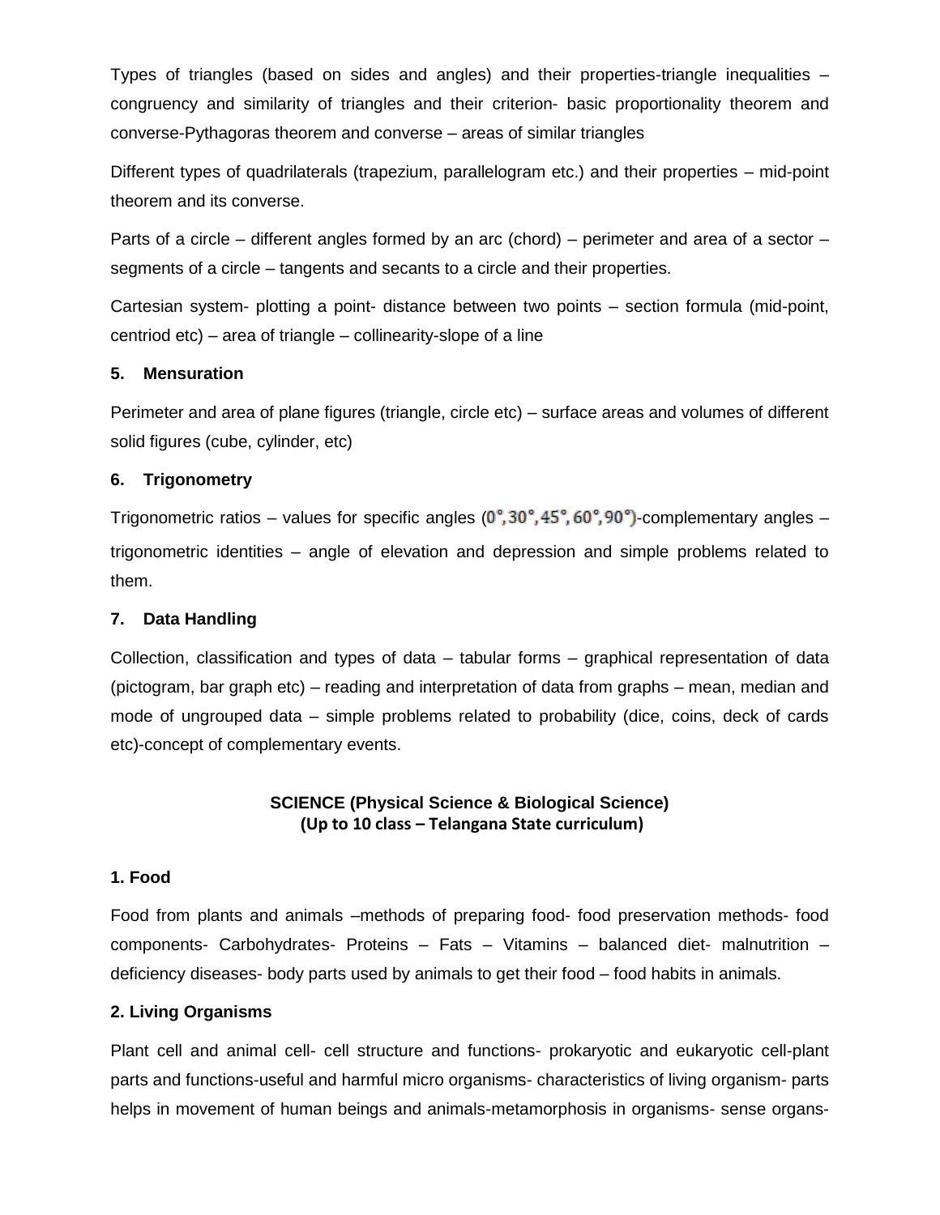Types of triangles (based on sides and angles) and their properties-triangle inequalities – congruency and similarity of triangles and their criterion- basic proportionality theorem and converse-Pythagoras theorem and converse – areas of similar triangles

Different types of quadrilaterals (trapezium, parallelogram etc.) and their properties – mid-point theorem and its converse.

Parts of a circle – different angles formed by an arc (chord) – perimeter and area of a sector – segments of a circle – tangents and secants to a circle and their properties.

Cartesian system- plotting a point- distance between two points – section formula (mid-point, centriod etc) – area of triangle – collinearity-slope of a line

**5. Mensuration**

Perimeter and area of plane figures (triangle, circle etc) – surface areas and volumes of different solid figures (cube, cylinder, etc)

**6. Trigonometry**

Trigonometric ratios – values for specific angles ($0°, 30°, 45°, 60°, 90°$)-complementary angles – trigonometric identities – angle of elevation and depression and simple problems related to them.

**7. Data Handling**

Collection, classification and types of data – tabular forms – graphical representation of data (pictogram, bar graph etc) – reading and interpretation of data from graphs – mean, median and mode of ungrouped data – simple problems related to probability (dice, coins, deck of cards etc)-concept of complementary events.

## SCIENCE (Physical Science & Biological Science)
### (Up to 10 class – Telangana State curriculum)

**1. Food**

Food from plants and animals –methods of preparing food- food preservation methods- food components- Carbohydrates- Proteins – Fats – Vitamins – balanced diet- malnutrition – deficiency diseases- body parts used by animals to get their food – food habits in animals.

**2. Living Organisms**

Plant cell and animal cell- cell structure and functions- prokaryotic and eukaryotic cell-plant parts and functions-useful and harmful micro organisms- characteristics of living organism- parts helps in movement of human beings and animals-metamorphosis in organisms- sense organs-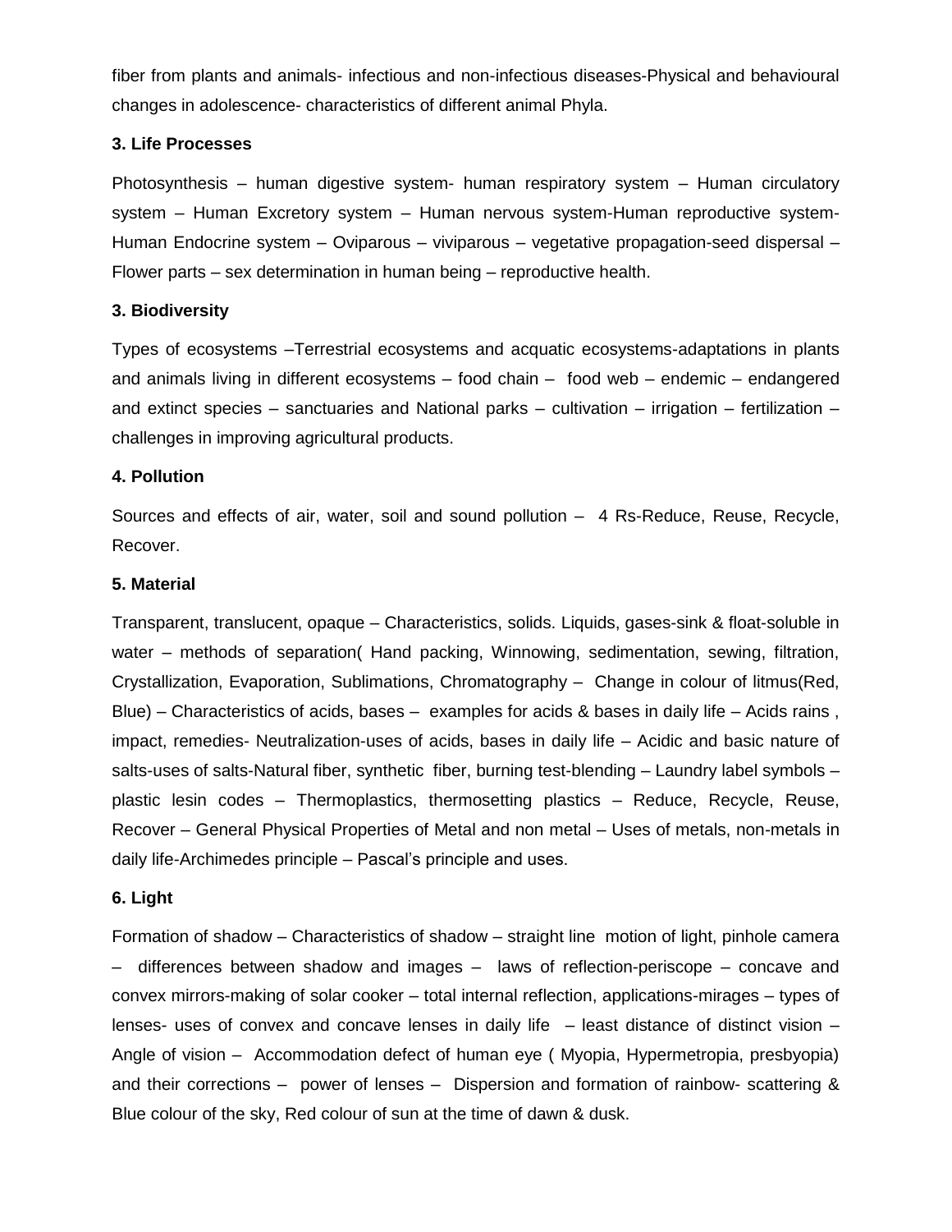fiber from plants and animals- infectious and non-infectious diseases-Physical and behavioural changes in adolescence- characteristics of different animal Phyla.

**3. Life Processes**

Photosynthesis – human digestive system- human respiratory system – Human circulatory system – Human Excretory system – Human nervous system-Human reproductive system-Human Endocrine system – Oviparous – viviparous – vegetative propagation-seed dispersal – Flower parts – sex determination in human being – reproductive health.

**3. Biodiversity**

Types of ecosystems –Terrestrial ecosystems and acquatic ecosystems-adaptations in plants and animals living in different ecosystems – food chain – food web – endemic – endangered and extinct species – sanctuaries and National parks – cultivation – irrigation – fertilization – challenges in improving agricultural products.

**4. Pollution**

Sources and effects of air, water, soil and sound pollution – 4 Rs-Reduce, Reuse, Recycle, Recover.

**5. Material**

Transparent, translucent, opaque – Characteristics, solids. Liquids, gases-sink & float-soluble in water – methods of separation( Hand packing, Winnowing, sedimentation, sewing, filtration, Crystallization, Evaporation, Sublimations, Chromatography – Change in colour of litmus(Red, Blue) – Characteristics of acids, bases – examples for acids & bases in daily life – Acids rains , impact, remedies- Neutralization-uses of acids, bases in daily life – Acidic and basic nature of salts-uses of salts-Natural fiber, synthetic fiber, burning test-blending – Laundry label symbols – plastic lesin codes – Thermoplastics, thermosetting plastics – Reduce, Recycle, Reuse, Recover – General Physical Properties of Metal and non metal – Uses of metals, non-metals in daily life-Archimedes principle – Pascal's principle and uses.

**6. Light**

Formation of shadow – Characteristics of shadow – straight line motion of light, pinhole camera – differences between shadow and images – laws of reflection-periscope – concave and convex mirrors-making of solar cooker – total internal reflection, applications-mirages – types of lenses- uses of convex and concave lenses in daily life – least distance of distinct vision – Angle of vision – Accommodation defect of human eye ( Myopia, Hypermetropia, presbyopia) and their corrections – power of lenses – Dispersion and formation of rainbow- scattering & Blue colour of the sky, Red colour of sun at the time of dawn & dusk.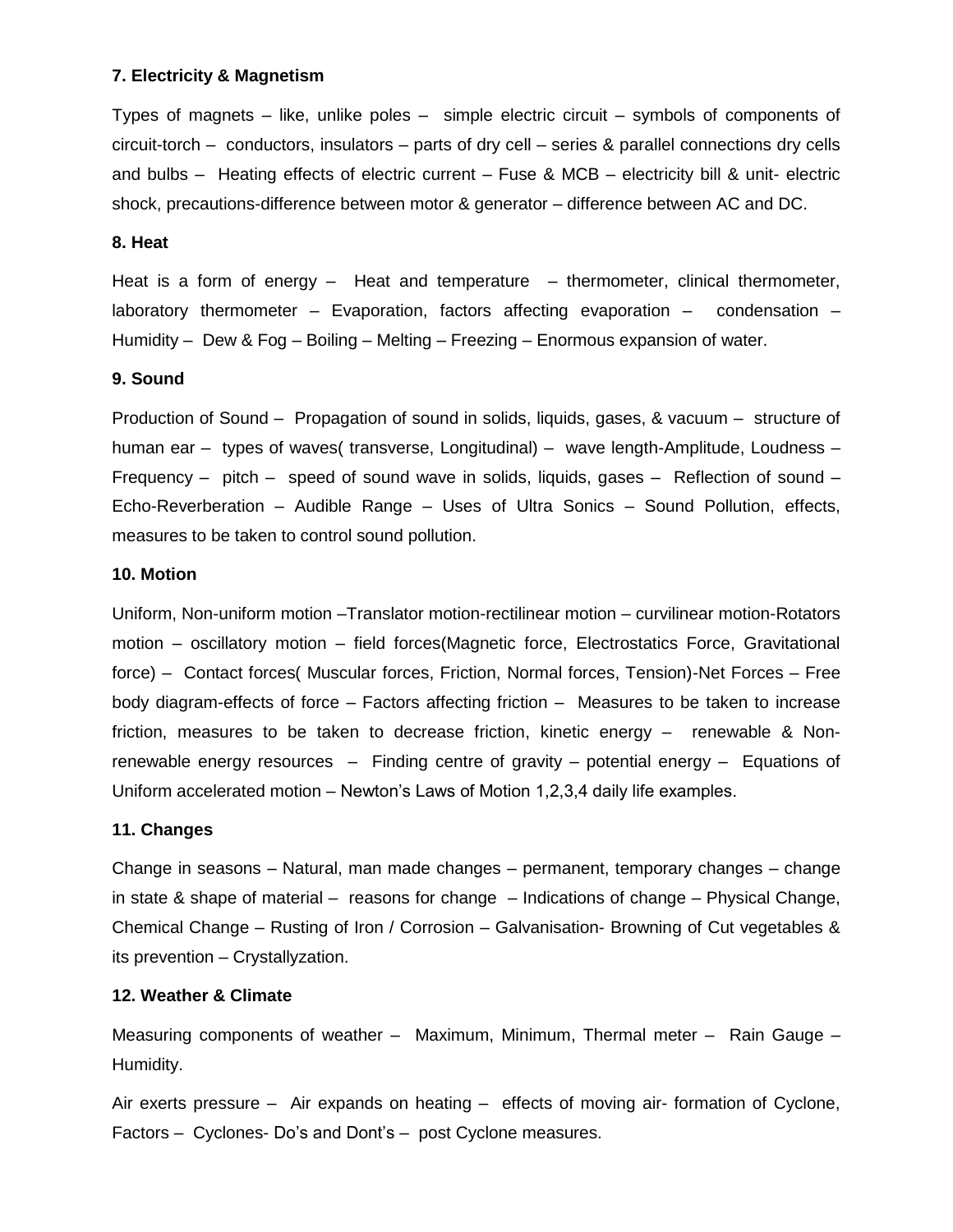**7. Electricity & Magnetism**

Types of magnets – like, unlike poles – simple electric circuit – symbols of components of circuit-torch – conductors, insulators – parts of dry cell – series & parallel connections dry cells and bulbs – Heating effects of electric current – Fuse & MCB – electricity bill & unit- electric shock, precautions-difference between motor & generator – difference between AC and DC.

**8. Heat**

Heat is a form of energy – Heat and temperature – thermometer, clinical thermometer, laboratory thermometer – Evaporation, factors affecting evaporation – condensation – Humidity – Dew & Fog – Boiling – Melting – Freezing – Enormous expansion of water.

**9. Sound**

Production of Sound – Propagation of sound in solids, liquids, gases, & vacuum – structure of human ear – types of waves( transverse, Longitudinal) – wave length-Amplitude, Loudness – Frequency – pitch – speed of sound wave in solids, liquids, gases – Reflection of sound – Echo-Reverberation – Audible Range – Uses of Ultra Sonics – Sound Pollution, effects, measures to be taken to control sound pollution.

**10. Motion**

Uniform, Non-uniform motion –Translator motion-rectilinear motion – curvilinear motion-Rotators motion – oscillatory motion – field forces(Magnetic force, Electrostatics Force, Gravitational force) – Contact forces( Muscular forces, Friction, Normal forces, Tension)-Net Forces – Free body diagram-effects of force – Factors affecting friction – Measures to be taken to increase friction, measures to be taken to decrease friction, kinetic energy – renewable & Non-renewable energy resources – Finding centre of gravity – potential energy – Equations of Uniform accelerated motion – Newton's Laws of Motion 1,2,3,4 daily life examples.

**11. Changes**

Change in seasons – Natural, man made changes – permanent, temporary changes – change in state & shape of material – reasons for change – Indications of change – Physical Change, Chemical Change – Rusting of Iron / Corrosion – Galvanisation- Browning of Cut vegetables & its prevention – Crystallyzation.

**12. Weather & Climate**

Measuring components of weather – Maximum, Minimum, Thermal meter – Rain Gauge – Humidity.

Air exerts pressure – Air expands on heating – effects of moving air- formation of Cyclone, Factors – Cyclones- Do's and Dont's – post Cyclone measures.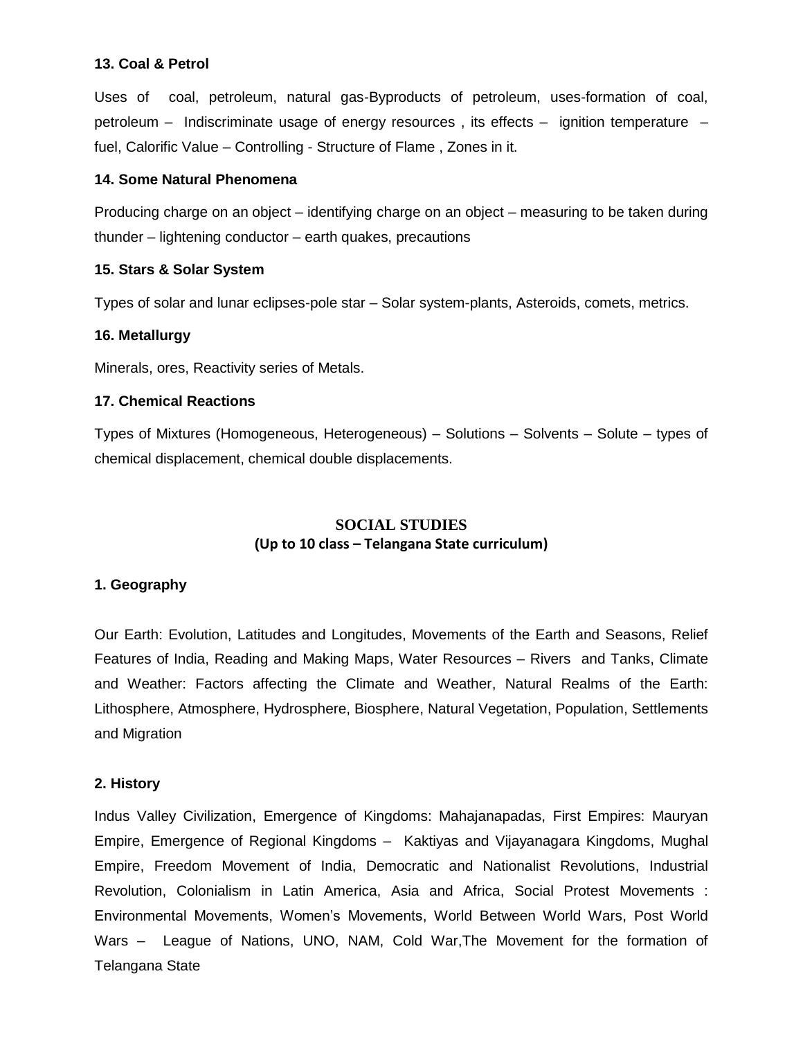**13. Coal & Petrol**

Uses of coal, petroleum, natural gas-Byproducts of petroleum, uses-formation of coal, petroleum – Indiscriminate usage of energy resources , its effects – ignition temperature – fuel, Calorific Value – Controlling - Structure of Flame , Zones in it.

**14. Some Natural Phenomena**

Producing charge on an object – identifying charge on an object – measuring to be taken during thunder – lightening conductor – earth quakes, precautions

**15. Stars & Solar System**

Types of solar and lunar eclipses-pole star – Solar system-plants, Asteroids, comets, metrics.

**16. Metallurgy**

Minerals, ores, Reactivity series of Metals.

**17. Chemical Reactions**

Types of Mixtures (Homogeneous, Heterogeneous) – Solutions – Solvents – Solute – types of chemical displacement, chemical double displacements.

## SOCIAL STUDIES

**(Up to 10 class – Telangana State curriculum)**

**1. Geography**

Our Earth: Evolution, Latitudes and Longitudes, Movements of the Earth and Seasons, Relief Features of India, Reading and Making Maps, Water Resources – Rivers and Tanks, Climate and Weather: Factors affecting the Climate and Weather, Natural Realms of the Earth: Lithosphere, Atmosphere, Hydrosphere, Biosphere, Natural Vegetation, Population, Settlements and Migration

**2. History**

Indus Valley Civilization, Emergence of Kingdoms: Mahajanapadas, First Empires: Mauryan Empire, Emergence of Regional Kingdoms – Kaktiyas and Vijayanagara Kingdoms, Mughal Empire, Freedom Movement of India, Democratic and Nationalist Revolutions, Industrial Revolution, Colonialism in Latin America, Asia and Africa, Social Protest Movements : Environmental Movements, Women's Movements, World Between World Wars, Post World Wars – League of Nations, UNO, NAM, Cold War,The Movement for the formation of Telangana State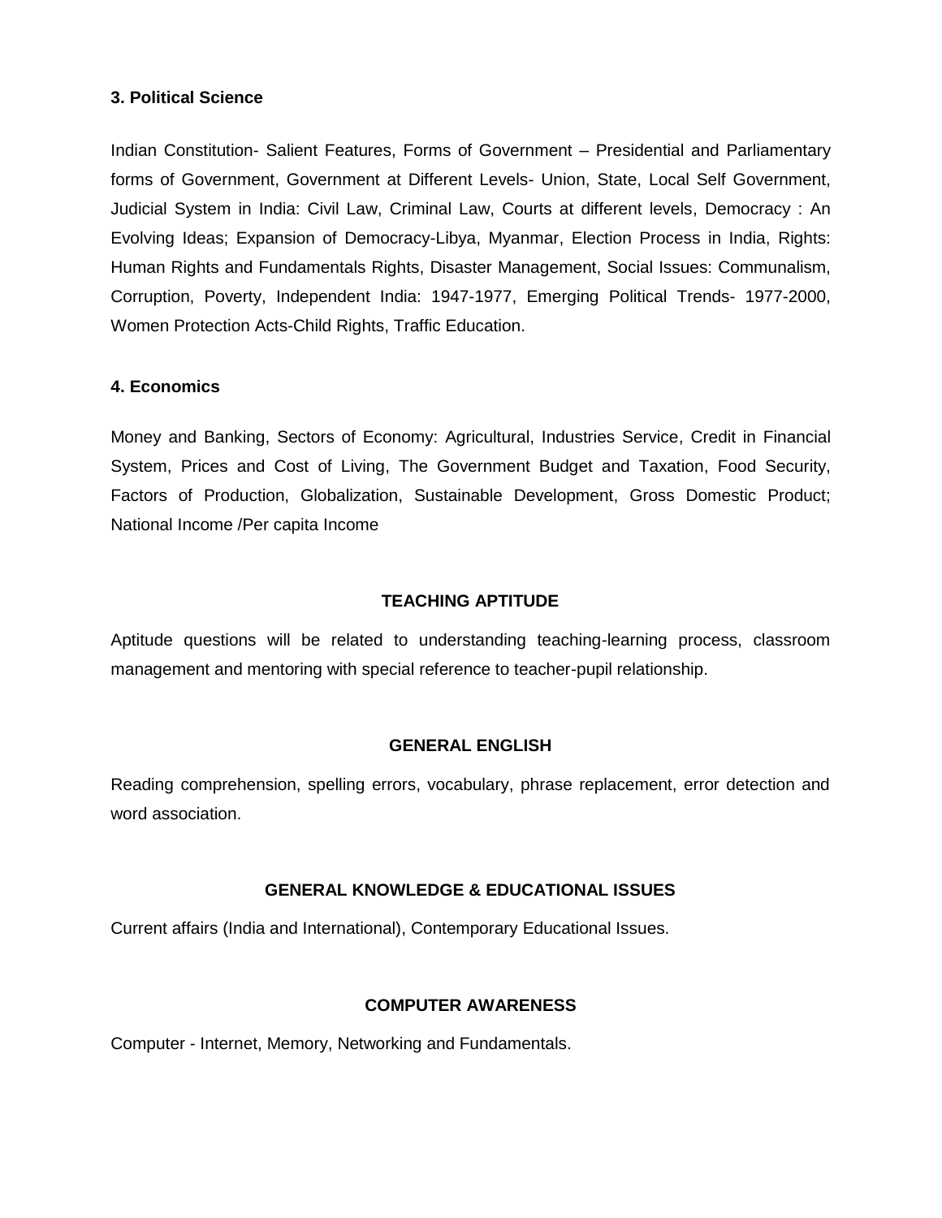**3. Political Science**

Indian Constitution- Salient Features, Forms of Government – Presidential and Parliamentary forms of Government, Government at Different Levels- Union, State, Local Self Government, Judicial System in India: Civil Law, Criminal Law, Courts at different levels, Democracy : An Evolving Ideas; Expansion of Democracy-Libya, Myanmar, Election Process in India, Rights: Human Rights and Fundamentals Rights, Disaster Management, Social Issues: Communalism, Corruption, Poverty, Independent India: 1947-1977, Emerging Political Trends- 1977-2000, Women Protection Acts-Child Rights, Traffic Education.

**4. Economics**

Money and Banking, Sectors of Economy: Agricultural, Industries Service, Credit in Financial System, Prices and Cost of Living, The Government Budget and Taxation, Food Security, Factors of Production, Globalization, Sustainable Development, Gross Domestic Product; National Income /Per capita Income

## TEACHING APTITUDE

Aptitude questions will be related to understanding teaching-learning process, classroom management and mentoring with special reference to teacher-pupil relationship.

## GENERAL ENGLISH

Reading comprehension, spelling errors, vocabulary, phrase replacement, error detection and word association.

## GENERAL KNOWLEDGE & EDUCATIONAL ISSUES

Current affairs (India and International), Contemporary Educational Issues.

## COMPUTER AWARENESS

Computer - Internet, Memory, Networking and Fundamentals.